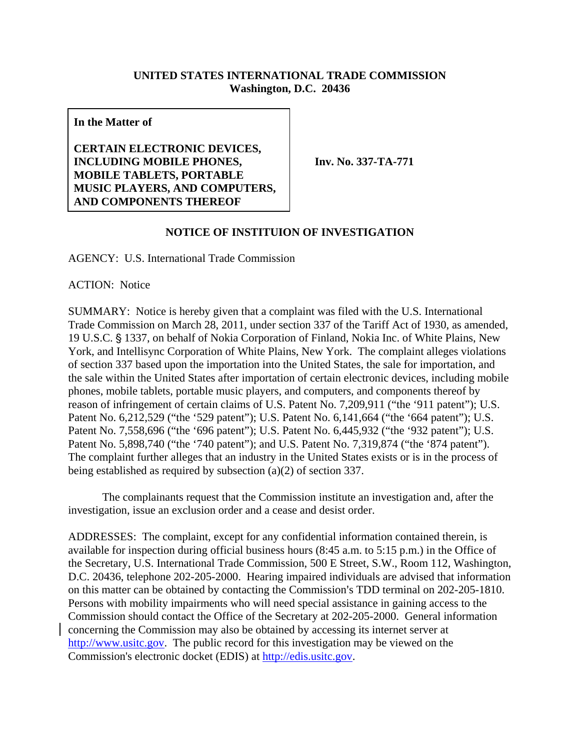**UNITED STATES INTERNATIONAL TRADE COMMISSION**
**Washington, D.C. 20436**

| **In the Matter of**<br><br>**CERTAIN ELECTRONIC DEVICES, INCLUDING MOBILE PHONES, MOBILE TABLETS, PORTABLE MUSIC PLAYERS, AND COMPUTERS, AND COMPONENTS THEREOF** | **Inv. No. 337-TA-771** |
|---|---|

## NOTICE OF INSTITUION OF INVESTIGATION

AGENCY: U.S. International Trade Commission

ACTION: Notice

SUMMARY: Notice is hereby given that a complaint was filed with the U.S. International Trade Commission on March 28, 2011, under section 337 of the Tariff Act of 1930, as amended, 19 U.S.C. § 1337, on behalf of Nokia Corporation of Finland, Nokia Inc. of White Plains, New York, and Intellisync Corporation of White Plains, New York. The complaint alleges violations of section 337 based upon the importation into the United States, the sale for importation, and the sale within the United States after importation of certain electronic devices, including mobile phones, mobile tablets, portable music players, and computers, and components thereof by reason of infringement of certain claims of U.S. Patent No. 7,209,911 ("the '911 patent"); U.S. Patent No. 6,212,529 ("the '529 patent"); U.S. Patent No. 6,141,664 ("the '664 patent"); U.S. Patent No. 7,558,696 ("the '696 patent"); U.S. Patent No. 6,445,932 ("the '932 patent"); U.S. Patent No. 5,898,740 ("the '740 patent"); and U.S. Patent No. 7,319,874 ("the '874 patent"). The complaint further alleges that an industry in the United States exists or is in the process of being established as required by subsection (a)(2) of section 337.

The complainants request that the Commission institute an investigation and, after the investigation, issue an exclusion order and a cease and desist order.

ADDRESSES: The complaint, except for any confidential information contained therein, is available for inspection during official business hours (8:45 a.m. to 5:15 p.m.) in the Office of the Secretary, U.S. International Trade Commission, 500 E Street, S.W., Room 112, Washington, D.C. 20436, telephone 202-205-2000. Hearing impaired individuals are advised that information on this matter can be obtained by contacting the Commission's TDD terminal on 202-205-1810. Persons with mobility impairments who will need special assistance in gaining access to the Commission should contact the Office of the Secretary at 202-205-2000. General information concerning the Commission may also be obtained by accessing its internet server at http://www.usitc.gov. The public record for this investigation may be viewed on the Commission's electronic docket (EDIS) at http://edis.usitc.gov.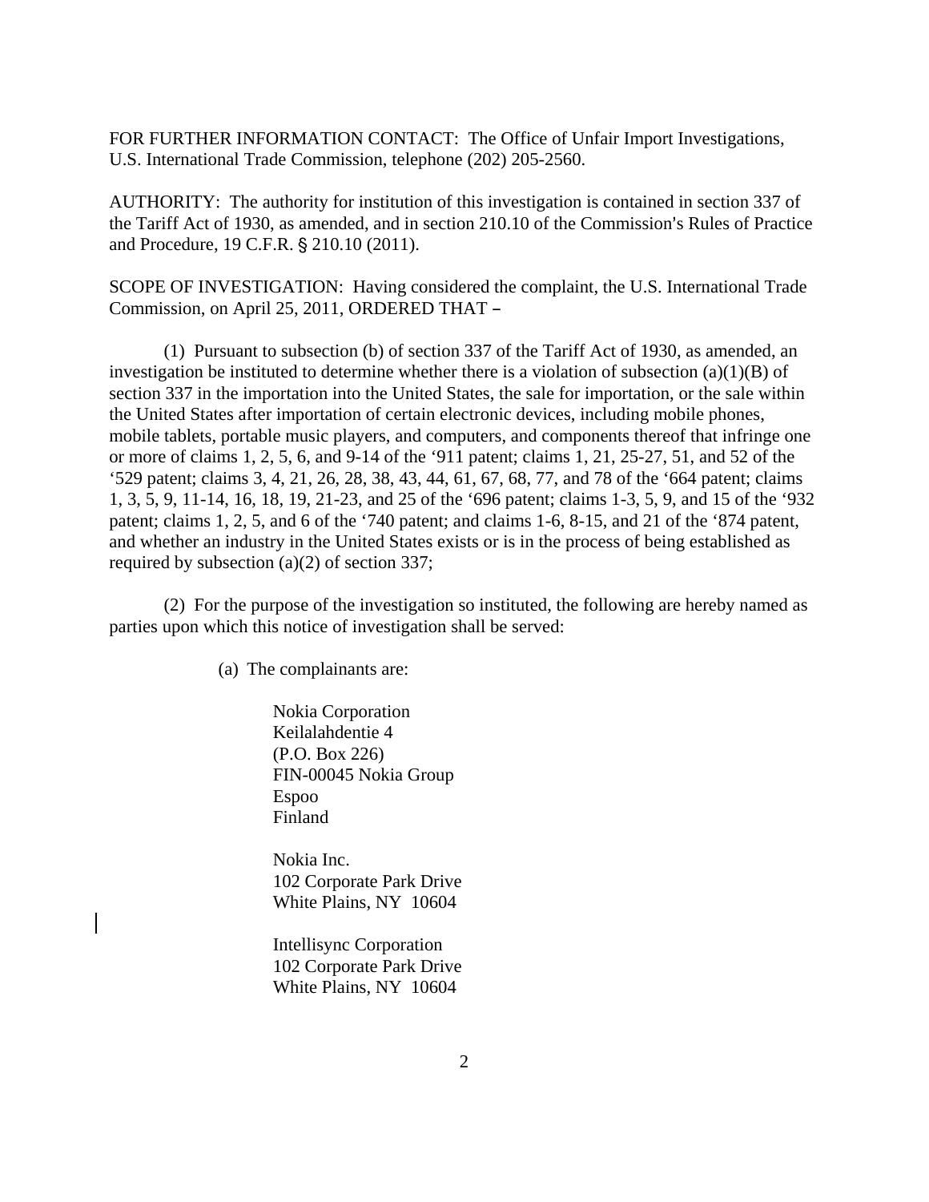FOR FURTHER INFORMATION CONTACT: The Office of Unfair Import Investigations, U.S. International Trade Commission, telephone (202) 205-2560.

AUTHORITY: The authority for institution of this investigation is contained in section 337 of the Tariff Act of 1930, as amended, and in section 210.10 of the Commission's Rules of Practice and Procedure, 19 C.F.R. § 210.10 (2011).

SCOPE OF INVESTIGATION: Having considered the complaint, the U.S. International Trade Commission, on April 25, 2011, ORDERED THAT –

(1) Pursuant to subsection (b) of section 337 of the Tariff Act of 1930, as amended, an investigation be instituted to determine whether there is a violation of subsection (a)(1)(B) of section 337 in the importation into the United States, the sale for importation, or the sale within the United States after importation of certain electronic devices, including mobile phones, mobile tablets, portable music players, and computers, and components thereof that infringe one or more of claims 1, 2, 5, 6, and 9-14 of the '911 patent; claims 1, 21, 25-27, 51, and 52 of the '529 patent; claims 3, 4, 21, 26, 28, 38, 43, 44, 61, 67, 68, 77, and 78 of the '664 patent; claims 1, 3, 5, 9, 11-14, 16, 18, 19, 21-23, and 25 of the '696 patent; claims 1-3, 5, 9, and 15 of the '932 patent; claims 1, 2, 5, and 6 of the '740 patent; and claims 1-6, 8-15, and 21 of the '874 patent, and whether an industry in the United States exists or is in the process of being established as required by subsection (a)(2) of section 337;

(2) For the purpose of the investigation so instituted, the following are hereby named as parties upon which this notice of investigation shall be served:

(a) The complainants are:

Nokia Corporation  
Keilalahdentie 4  
(P.O. Box 226)  
FIN-00045 Nokia Group  
Espoo  
Finland

Nokia Inc.  
102 Corporate Park Drive  
White Plains, NY 10604

Intellisync Corporation  
102 Corporate Park Drive  
White Plains, NY 10604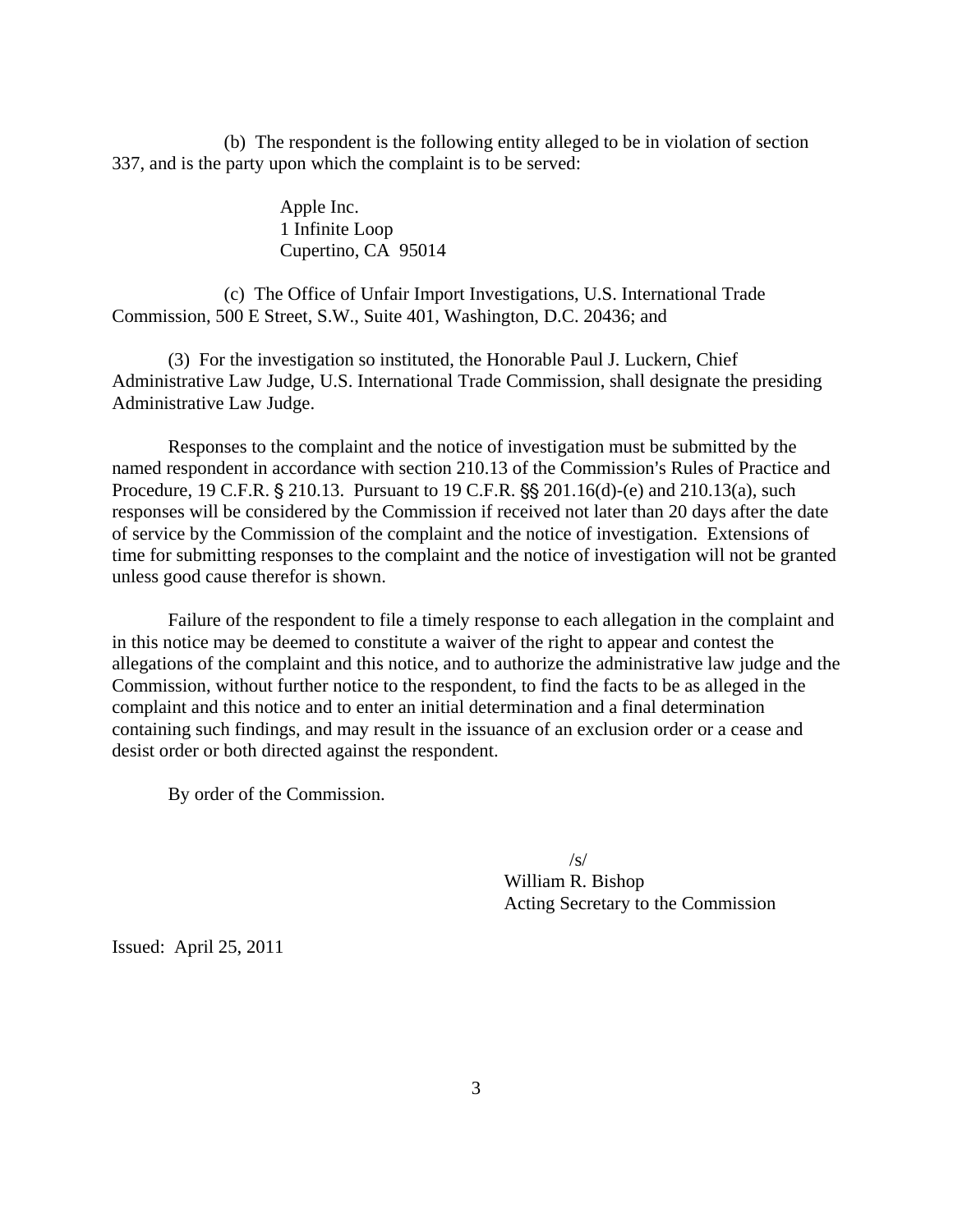(b) The respondent is the following entity alleged to be in violation of section 337, and is the party upon which the complaint is to be served:

Apple Inc.
1 Infinite Loop
Cupertino, CA 95014

(c) The Office of Unfair Import Investigations, U.S. International Trade Commission, 500 E Street, S.W., Suite 401, Washington, D.C. 20436; and

(3) For the investigation so instituted, the Honorable Paul J. Luckern, Chief Administrative Law Judge, U.S. International Trade Commission, shall designate the presiding Administrative Law Judge.

Responses to the complaint and the notice of investigation must be submitted by the named respondent in accordance with section 210.13 of the Commission's Rules of Practice and Procedure, 19 C.F.R. § 210.13. Pursuant to 19 C.F.R. §§ 201.16(d)-(e) and 210.13(a), such responses will be considered by the Commission if received not later than 20 days after the date of service by the Commission of the complaint and the notice of investigation. Extensions of time for submitting responses to the complaint and the notice of investigation will not be granted unless good cause therefor is shown.

Failure of the respondent to file a timely response to each allegation in the complaint and in this notice may be deemed to constitute a waiver of the right to appear and contest the allegations of the complaint and this notice, and to authorize the administrative law judge and the Commission, without further notice to the respondent, to find the facts to be as alleged in the complaint and this notice and to enter an initial determination and a final determination containing such findings, and may result in the issuance of an exclusion order or a cease and desist order or both directed against the respondent.

By order of the Commission.

/s/
William R. Bishop
Acting Secretary to the Commission

Issued: April 25, 2011